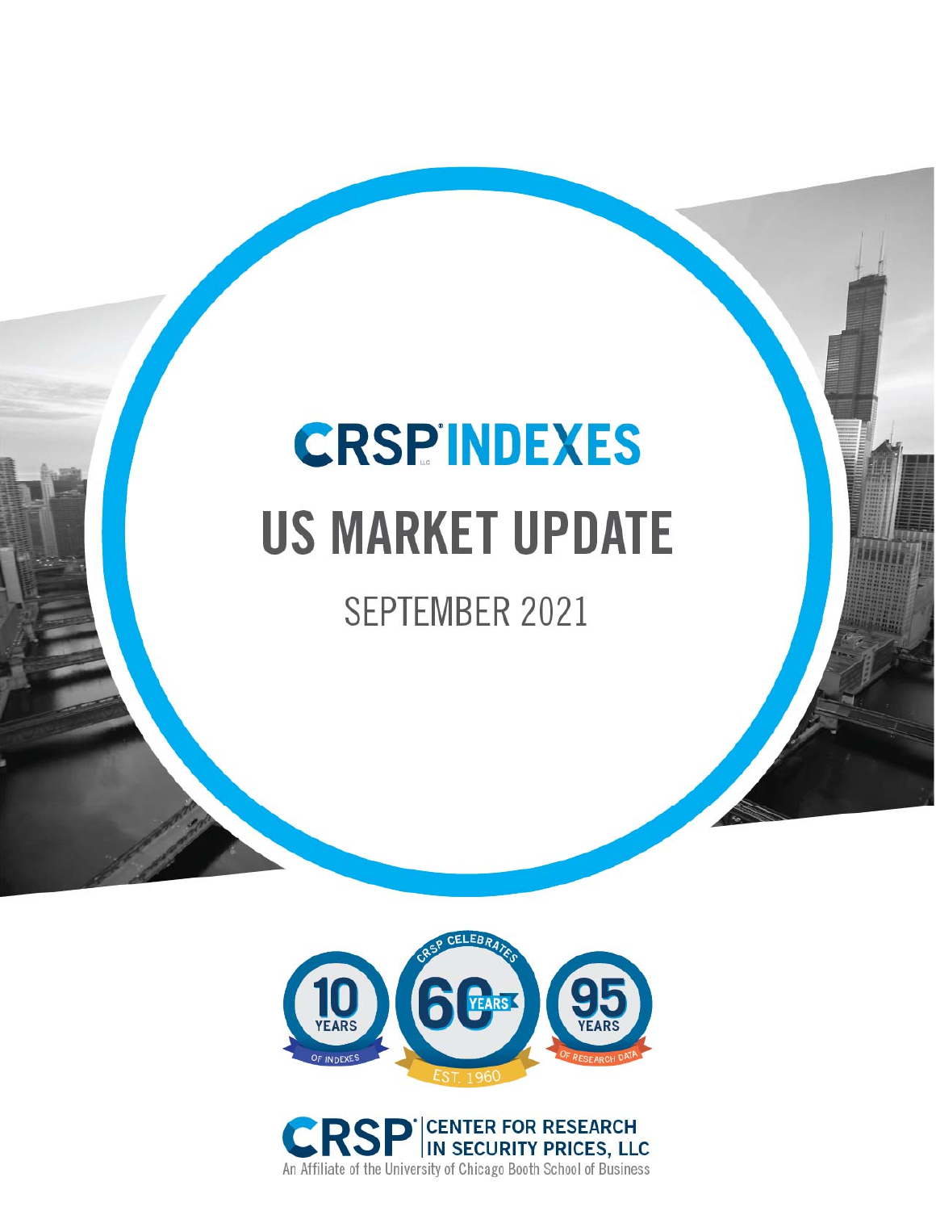# CRSP INDEXES

## US MARKET UPDATE

SEPTEMBER 2021

10 YEARS OF INDEXES

CRSP CELEBRATES 60 YEARS EST. 1960

95 YEARS OF RESEARCH DATA

CRSP CENTER FOR RESEARCH IN SECURITY PRICES, LLC

An Affiliate of the University of Chicago Booth School of Business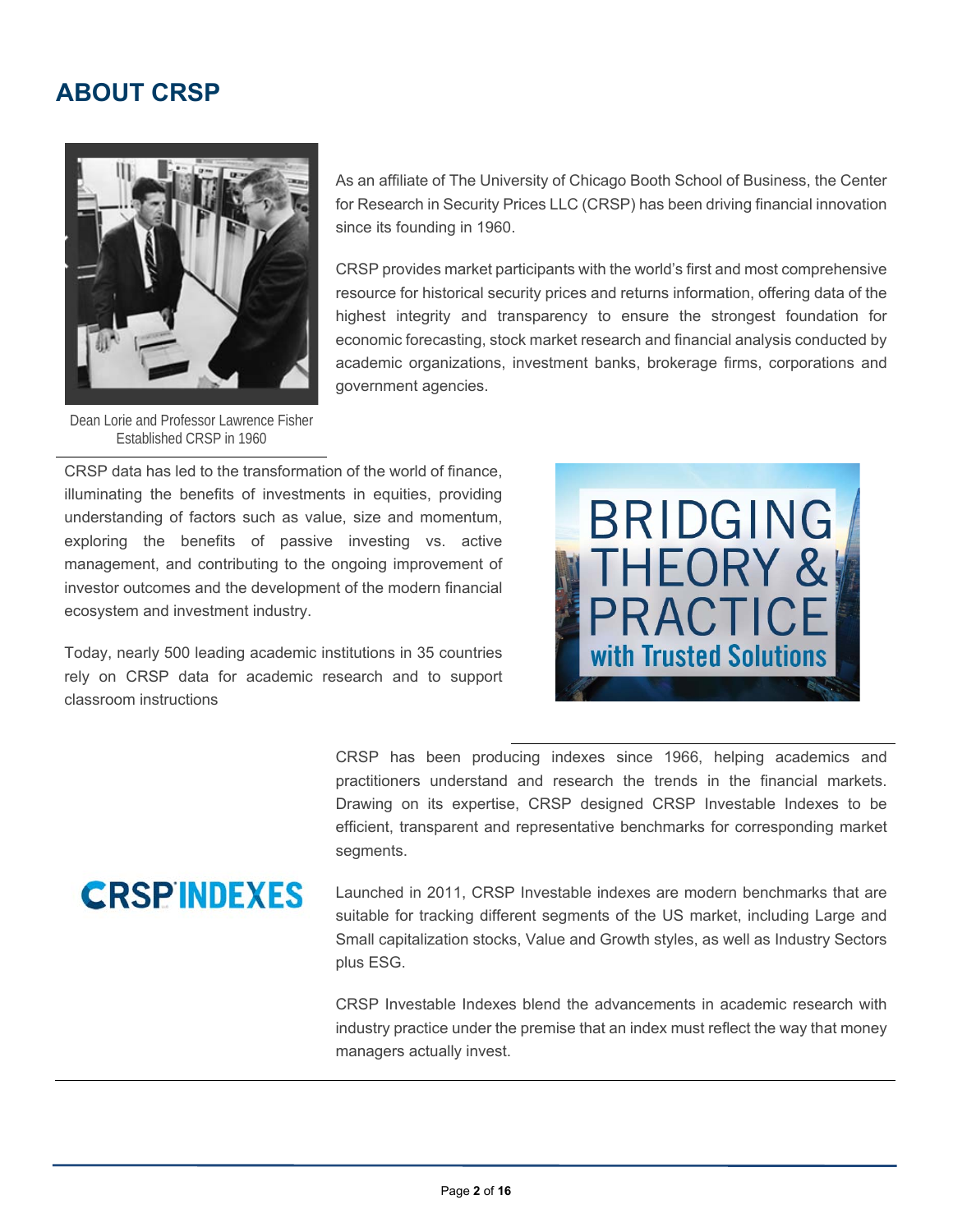# ABOUT CRSP

Dean Lorie and Professor Lawrence Fisher Established CRSP in 1960

As an affiliate of The University of Chicago Booth School of Business, the Center for Research in Security Prices LLC (CRSP) has been driving financial innovation since its founding in 1960.

CRSP provides market participants with the world's first and most comprehensive resource for historical security prices and returns information, offering data of the highest integrity and transparency to ensure the strongest foundation for economic forecasting, stock market research and financial analysis conducted by academic organizations, investment banks, brokerage firms, corporations and government agencies.

CRSP data has led to the transformation of the world of finance, illuminating the benefits of investments in equities, providing understanding of factors such as value, size and momentum, exploring the benefits of passive investing vs. active management, and contributing to the ongoing improvement of investor outcomes and the development of the modern financial ecosystem and investment industry.

Today, nearly 500 leading academic institutions in 35 countries rely on CRSP data for academic research and to support classroom instructions

BRIDGING THEORY & PRACTICE with Trusted Solutions

CRSP has been producing indexes since 1966, helping academics and practitioners understand and research the trends in the financial markets. Drawing on its expertise, CRSP designed CRSP Investable Indexes to be efficient, transparent and representative benchmarks for corresponding market segments.

CRSP INDEXES

Launched in 2011, CRSP Investable indexes are modern benchmarks that are suitable for tracking different segments of the US market, including Large and Small capitalization stocks, Value and Growth styles, as well as Industry Sectors plus ESG.

CRSP Investable Indexes blend the advancements in academic research with industry practice under the premise that an index must reflect the way that money managers actually invest.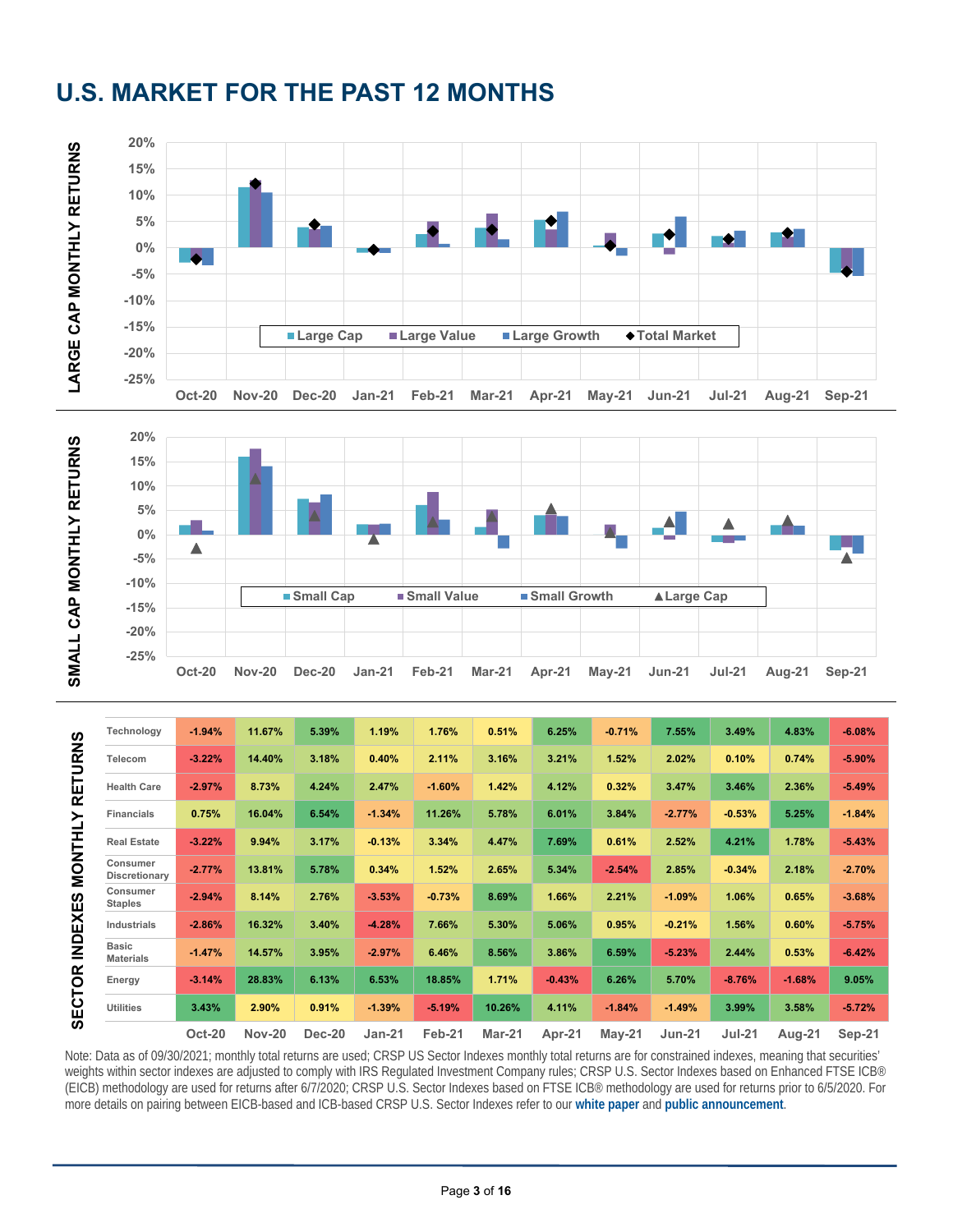# U.S. MARKET FOR THE PAST 12 MONTHS

LARGE CAP MONTHLY RETURNS

Legend: Large Cap, Large Value, Large Growth, Total Market

Oct-20, Nov-20, Dec-20, Jan-21, Feb-21, Mar-21, Apr-21, May-21, Jun-21, Jul-21, Aug-21, Sep-21

SMALL CAP MONTHLY RETURNS

Legend: Small Cap, Small Value, Small Growth, Large Cap

Oct-20, Nov-20, Dec-20, Jan-21, Feb-21, Mar-21, Apr-21, May-21, Jun-21, Jul-21, Aug-21, Sep-21

SECTOR INDEXES MONTHLY RETURNS

| | Oct-20 | Nov-20 | Dec-20 | Jan-21 | Feb-21 | Mar-21 | Apr-21 | May-21 | Jun-21 | Jul-21 | Aug-21 | Sep-21 |
|---|---|---|---|---|---|---|---|---|---|---|---|---|
| Technology | -1.94% | 11.67% | 5.39% | 1.19% | 1.76% | 0.51% | 6.25% | -0.71% | 7.55% | 3.49% | 4.83% | -6.08% |
| Telecom | -3.22% | 14.40% | 3.18% | 0.40% | 2.11% | 3.16% | 3.21% | 1.52% | 2.02% | 0.10% | 0.74% | -5.90% |
| Health Care | -2.97% | 8.73% | 4.24% | 2.47% | -1.60% | 1.42% | 4.12% | 0.32% | 3.47% | 3.46% | 2.36% | -5.49% |
| Financials | 0.75% | 16.04% | 6.54% | -1.34% | 11.26% | 5.78% | 6.01% | 3.84% | -2.77% | -0.53% | 5.25% | -1.84% |
| Real Estate | -3.22% | 9.94% | 3.17% | -0.13% | 3.34% | 4.47% | 7.69% | 0.61% | 2.52% | 4.21% | 1.78% | -5.43% |
| Consumer Discretionary | -2.77% | 13.81% | 5.78% | 0.34% | 1.52% | 2.65% | 5.34% | -2.54% | 2.85% | -0.34% | 2.18% | -2.70% |
| Consumer Staples | -2.94% | 8.14% | 2.76% | -3.53% | -0.73% | 8.69% | 1.66% | 2.21% | -1.09% | 1.06% | 0.65% | -3.68% |
| Industrials | -2.86% | 16.32% | 3.40% | -4.28% | 7.66% | 5.30% | 5.06% | 0.95% | -0.21% | 1.56% | 0.60% | -5.75% |
| Basic Materials | -1.47% | 14.57% | 3.95% | -2.97% | 6.46% | 8.56% | 3.86% | 6.59% | -5.23% | 2.44% | 0.53% | -6.42% |
| Energy | -3.14% | 28.83% | 6.13% | 6.53% | 18.85% | 1.71% | -0.43% | 6.26% | 5.70% | -8.76% | -1.68% | 9.05% |
| Utilities | 3.43% | 2.90% | 0.91% | -1.39% | -5.19% | 10.26% | 4.11% | -1.84% | -1.49% | 3.99% | 3.58% | -5.72% |

Note: Data as of 09/30/2021; monthly total returns are used; CRSP US Sector Indexes monthly total returns are for constrained indexes, meaning that securities' weights within sector indexes are adjusted to comply with IRS Regulated Investment Company rules; CRSP U.S. Sector Indexes based on Enhanced FTSE ICB® (EICB) methodology are used for returns after 6/7/2020; CRSP U.S. Sector Indexes based on FTSE ICB® methodology are used for returns prior to 6/5/2020. For more details on pairing between EICB-based and ICB-based CRSP U.S. Sector Indexes refer to our **white paper** and **public announcement**.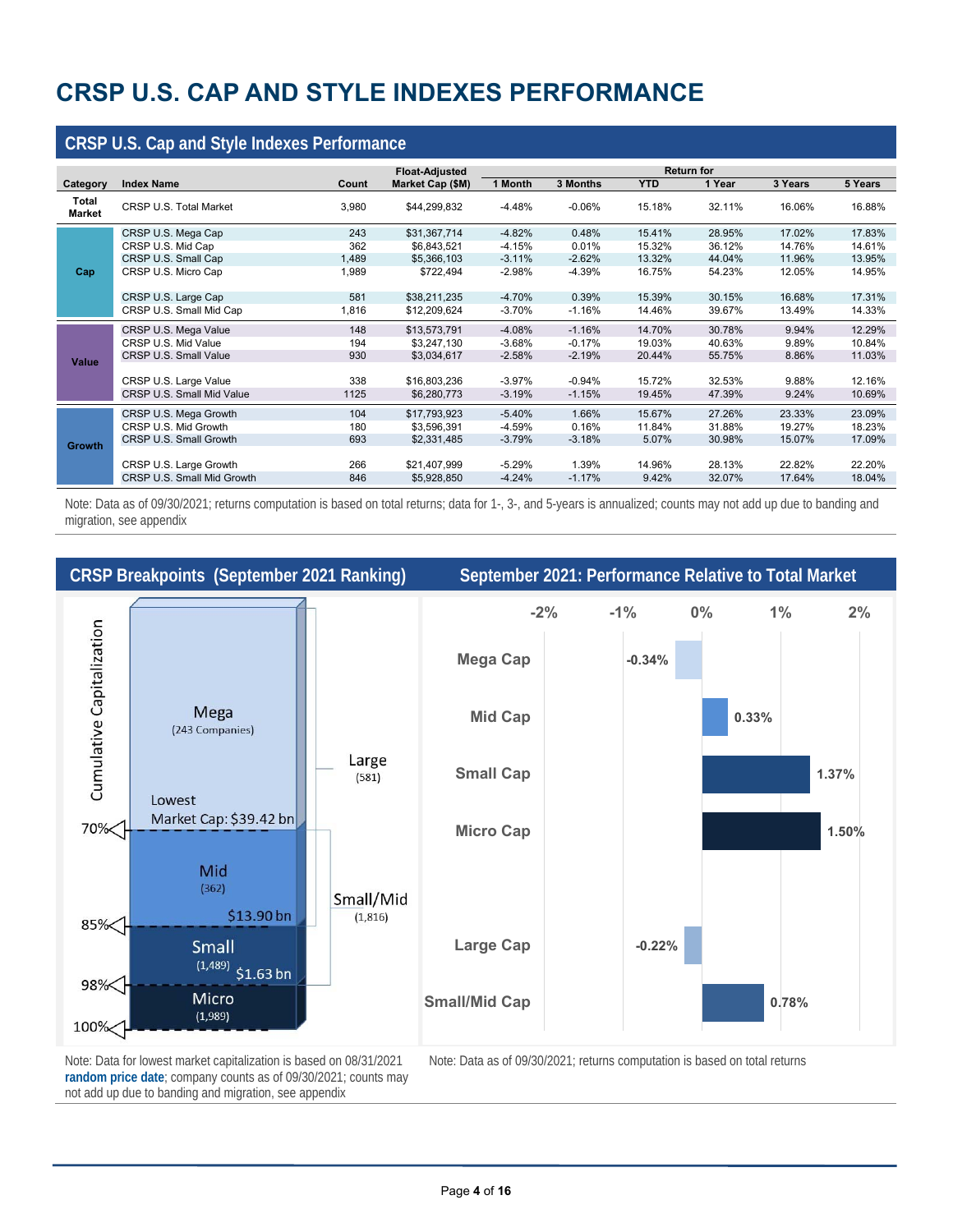# CRSP U.S. CAP AND STYLE INDEXES PERFORMANCE

## CRSP U.S. Cap and Style Indexes Performance

| Category | Index Name | Count | Float-Adjusted Market Cap ($M) | Return for 1 Month | 3 Months | YTD | 1 Year | 3 Years | 5 Years |
|---|---|---|---|---|---|---|---|---|---|
| Total Market | CRSP U.S. Total Market | 3,980 | $44,299,832 | -4.48% | -0.06% | 15.18% | 32.11% | 16.06% | 16.88% |
| Cap | CRSP U.S. Mega Cap | 243 | $31,367,714 | -4.82% | 0.48% | 15.41% | 28.95% | 17.02% | 17.83% |
| | CRSP U.S. Mid Cap | 362 | $6,843,521 | -4.15% | 0.01% | 15.32% | 36.12% | 14.76% | 14.61% |
| | CRSP U.S. Small Cap | 1,489 | $5,366,103 | -3.11% | -2.62% | 13.32% | 44.04% | 11.96% | 13.95% |
| | CRSP U.S. Micro Cap | 1,989 | $722,494 | -2.98% | -4.39% | 16.75% | 54.23% | 12.05% | 14.95% |
| | CRSP U.S. Large Cap | 581 | $38,211,235 | -4.70% | 0.39% | 15.39% | 30.15% | 16.68% | 17.31% |
| | CRSP U.S. Small Mid Cap | 1,816 | $12,209,624 | -3.70% | -1.16% | 14.46% | 39.67% | 13.49% | 14.33% |
| Value | CRSP U.S. Mega Value | 148 | $13,573,791 | -4.08% | -1.16% | 14.70% | 30.78% | 9.94% | 12.29% |
| | CRSP U.S. Mid Value | 194 | $3,247,130 | -3.68% | -0.17% | 19.03% | 40.63% | 9.89% | 10.84% |
| | CRSP U.S. Small Value | 930 | $3,034,617 | -2.58% | -2.19% | 20.44% | 55.75% | 8.86% | 11.03% |
| | CRSP U.S. Large Value | 338 | $16,803,236 | -3.97% | -0.94% | 15.72% | 32.53% | 9.88% | 12.16% |
| | CRSP U.S. Small Mid Value | 1125 | $6,280,773 | -3.19% | -1.15% | 19.45% | 47.39% | 9.24% | 10.69% |
| Growth | CRSP U.S. Mega Growth | 104 | $17,793,923 | -5.40% | 1.66% | 15.67% | 27.26% | 23.33% | 23.09% |
| | CRSP U.S. Mid Growth | 180 | $3,596,391 | -4.59% | 0.16% | 11.84% | 31.88% | 19.27% | 18.23% |
| | CRSP U.S. Small Growth | 693 | $2,331,485 | -3.79% | -3.18% | 5.07% | 30.98% | 15.07% | 17.09% |
| | CRSP U.S. Large Growth | 266 | $21,407,999 | -5.29% | 1.39% | 14.96% | 28.13% | 22.82% | 22.20% |
| | CRSP U.S. Small Mid Growth | 846 | $5,928,850 | -4.24% | -1.17% | 9.42% | 32.07% | 17.64% | 18.04% |

Note: Data as of 09/30/2021; returns computation is based on total returns; data for 1-, 3-, and 5-years is annualized; counts may not add up due to banding and migration, see appendix

## CRSP Breakpoints (September 2021 Ranking)

Cumulative Capitalization

- Mega (243 Companies) — Lowest Market Cap: $39.42 bn — 70%
- Mid (362) — $13.90 bn — 85%
- Small (1,489) — $1.63 bn — 98%
- Micro (1,989) — 100%
- Large (581)
- Small/Mid (1,816)

Note: Data for lowest market capitalization is based on 08/31/2021 **random price date**; company counts as of 09/30/2021; counts may not add up due to banding and migration, see appendix

## September 2021: Performance Relative to Total Market

| Index | Relative Performance |
|---|---|
| Mega Cap | -0.34% |
| Mid Cap | 0.33% |
| Small Cap | 1.37% |
| Micro Cap | 1.50% |
| Large Cap | -0.22% |
| Small/Mid Cap | 0.78% |

Note: Data as of 09/30/2021; returns computation is based on total returns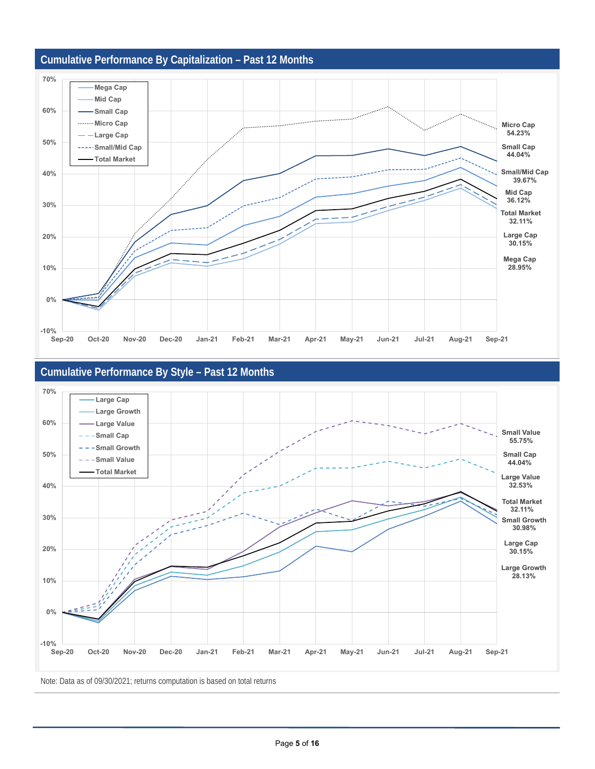## Cumulative Performance By Capitalization – Past 12 Months

70%
60%
50%
40%
30%
20%
10%
0%
-10%

Sep-20 Oct-20 Nov-20 Dec-20 Jan-21 Feb-21 Mar-21 Apr-21 May-21 Jun-21 Jul-21 Aug-21 Sep-21

Legend: Mega Cap, Mid Cap, Small Cap, Micro Cap, Large Cap, Small/Mid Cap, Total Market

Micro Cap 54.23%
Small Cap 44.04%
Small/Mid Cap 39.67%
Mid Cap 36.12%
Total Market 32.11%
Large Cap 30.15%
Mega Cap 28.95%

## Cumulative Performance By Style – Past 12 Months

70%
60%
50%
40%
30%
20%
10%
0%
-10%

Sep-20 Oct-20 Nov-20 Dec-20 Jan-21 Feb-21 Mar-21 Apr-21 May-21 Jun-21 Jul-21 Aug-21 Sep-21

Legend: Large Cap, Large Growth, Large Value, Small Cap, Small Growth, Small Value, Total Market

Small Value 55.75%
Small Cap 44.04%
Large Value 32.53%
Total Market 32.11%
Small Growth 30.98%
Large Cap 30.15%
Large Growth 28.13%

Note: Data as of 09/30/2021; returns computation is based on total returns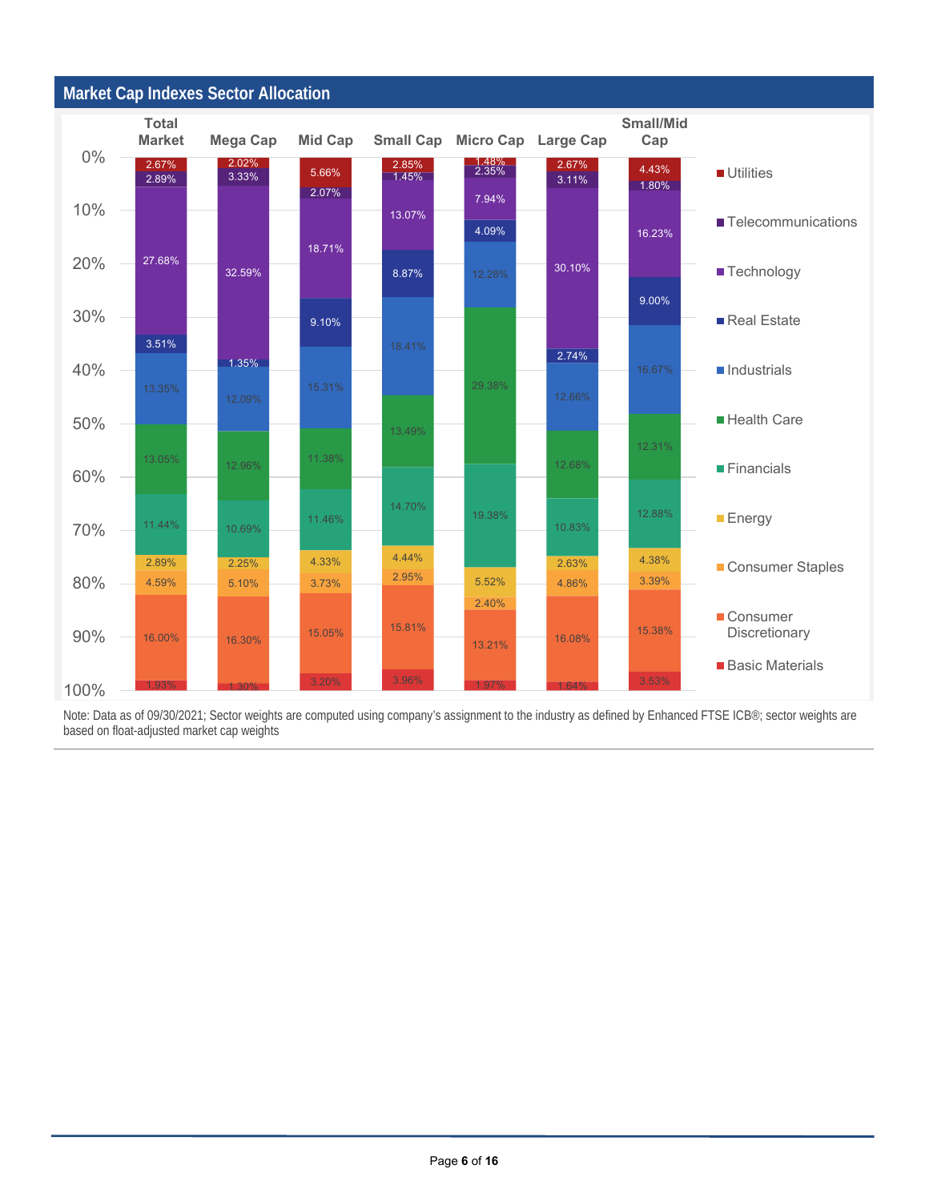## Market Cap Indexes Sector Allocation

| Sector | Total Market | Mega Cap | Mid Cap | Small Cap | Micro Cap | Large Cap | Small/Mid Cap |
|---|---|---|---|---|---|---|---|
| Utilities | 2.67% | 2.02% | 5.66% | 2.85% | 1.48% | 2.67% | 4.43% |
| Telecommunications | 2.89% | 3.33% | 2.07% | 1.45% | 2.35% | 3.11% | 1.80% |
| Technology | 27.68% | 32.59% | 18.71% | 13.07% | 7.94% | 30.10% | 16.23% |
| Real Estate | 3.51% | 1.35% | 9.10% | 8.87% | 4.09% | 2.74% | 9.00% |
| Industrials | 13.35% | 12.09% | 15.31% | 18.41% | 12.28% | 12.66% | 16.67% |
| Health Care | 13.05% | 12.96% | 11.38% | 13.49% | 29.38% | 12.68% | 12.31% |
| Financials | 11.44% | 10.69% | 11.46% | 14.70% | 19.38% | 10.83% | 12.88% |
| Energy | 2.89% | 2.25% | 4.33% | 4.44% | 5.52% | 2.63% | 4.38% |
| Consumer Staples | 4.59% | 5.10% | 3.73% | 2.95% | 2.40% | 4.86% | 3.39% |
| Consumer Discretionary | 16.00% | 16.30% | 15.05% | 15.81% | 13.21% | 16.08% | 15.38% |
| Basic Materials | 1.93% | 1.30% | 3.20% | 3.96% | 1.97% | 1.64% | 3.53% |

Note: Data as of 09/30/2021; Sector weights are computed using company's assignment to the industry as defined by Enhanced FTSE ICB®; sector weights are based on float-adjusted market cap weights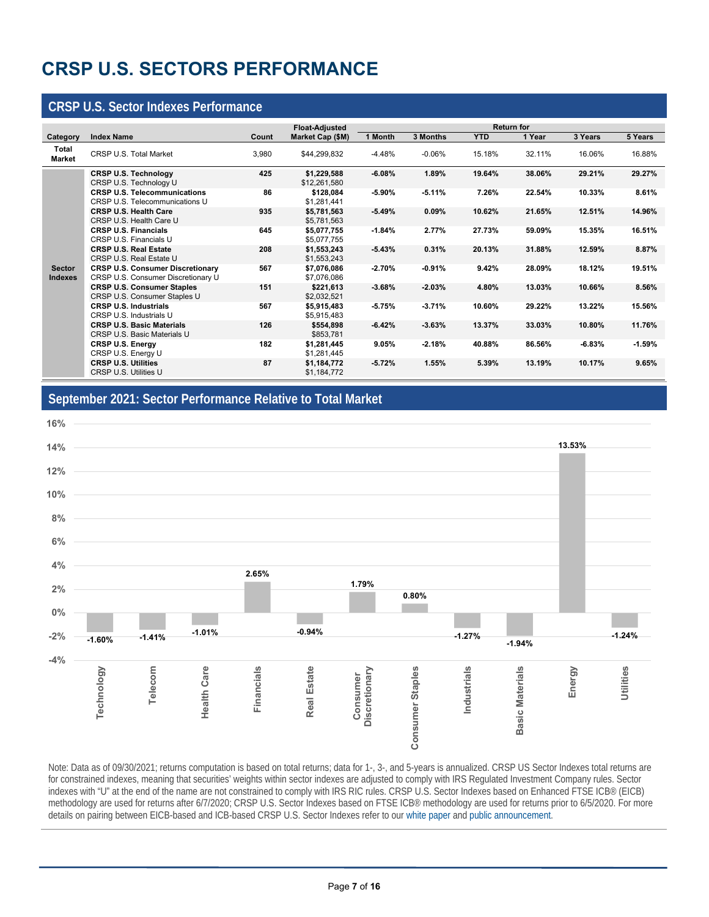# CRSP U.S. SECTORS PERFORMANCE

## CRSP U.S. Sector Indexes Performance

| Category | Index Name | Count | Float-Adjusted Market Cap ($M) | Return for 1 Month | 3 Months | YTD | 1 Year | 3 Years | 5 Years |
|---|---|---|---|---|---|---|---|---|---|
| Total Market | CRSP U.S. Total Market | 3,980 | $44,299,832 | -4.48% | -0.06% | 15.18% | 32.11% | 16.06% | 16.88% |
| Sector Indexes | **CRSP U.S. Technology** | **425** | **$1,229,588** | **-6.08%** | **1.89%** | **19.64%** | **38.06%** | **29.21%** | **29.27%** |
| | CRSP U.S. Technology U | | $12,261,580 | | | | | | |
| | **CRSP U.S. Telecommunications** | **86** | **$128,084** | **-5.90%** | **-5.11%** | **7.26%** | **22.54%** | **10.33%** | **8.61%** |
| | CRSP U.S. Telecommunications U | | $1,281,441 | | | | | | |
| | **CRSP U.S. Health Care** | **935** | **$5,781,563** | **-5.49%** | **0.09%** | **10.62%** | **21.65%** | **12.51%** | **14.96%** |
| | CRSP U.S. Health Care U | | $5,781,563 | | | | | | |
| | **CRSP U.S. Financials** | **645** | **$5,077,755** | **-1.84%** | **2.77%** | **27.73%** | **59.09%** | **15.35%** | **16.51%** |
| | CRSP U.S. Financials U | | $5,077,755 | | | | | | |
| | **CRSP U.S. Real Estate** | **208** | **$1,553,243** | **-5.43%** | **0.31%** | **20.13%** | **31.88%** | **12.59%** | **8.87%** |
| | CRSP U.S. Real Estate U | | $1,553,243 | | | | | | |
| | **CRSP U.S. Consumer Discretionary** | **567** | **$7,076,086** | **-2.70%** | **-0.91%** | **9.42%** | **28.09%** | **18.12%** | **19.51%** |
| | CRSP U.S. Consumer Discretionary U | | $7,076,086 | | | | | | |
| | **CRSP U.S. Consumer Staples** | **151** | **$221,613** | **-3.68%** | **-2.03%** | **4.80%** | **13.03%** | **10.66%** | **8.56%** |
| | CRSP U.S. Consumer Staples U | | $2,032,521 | | | | | | |
| | **CRSP U.S. Industrials** | **567** | **$5,915,483** | **-5.75%** | **-3.71%** | **10.60%** | **29.22%** | **13.22%** | **15.56%** |
| | CRSP U.S. Industrials U | | $5,915,483 | | | | | | |
| | **CRSP U.S. Basic Materials** | **126** | **$554,898** | **-6.42%** | **-3.63%** | **13.37%** | **33.03%** | **10.80%** | **11.76%** |
| | CRSP U.S. Basic Materials U | | $853,781 | | | | | | |
| | **CRSP U.S. Energy** | **182** | **$1,281,445** | **9.05%** | **-2.18%** | **40.88%** | **86.56%** | **-6.83%** | **-1.59%** |
| | CRSP U.S. Energy U | | $1,281,445 | | | | | | |
| | **CRSP U.S. Utilities** | **87** | **$1,184,772** | **-5.72%** | **1.55%** | **5.39%** | **13.19%** | **10.17%** | **9.65%** |
| | CRSP U.S. Utilities U | | $1,184,772 | | | | | | |

## September 2021: Sector Performance Relative to Total Market

| Sector | Relative Performance |
|---|---|
| Technology | -1.60% |
| Telecom | -1.41% |
| Health Care | -1.01% |
| Financials | 2.65% |
| Real Estate | -0.94% |
| Consumer Discretionary | 1.79% |
| Consumer Staples | 0.80% |
| Industrials | -1.27% |
| Basic Materials | -1.94% |
| Energy | 13.53% |
| Utilities | -1.24% |

Note: Data as of 09/30/2021; returns computation is based on total returns; data for 1-, 3-, and 5-years is annualized. CRSP US Sector Indexes total returns are for constrained indexes, meaning that securities' weights within sector indexes are adjusted to comply with IRS Regulated Investment Company rules. Sector indexes with "U" at the end of the name are not constrained to comply with IRS RIC rules. CRSP U.S. Sector Indexes based on Enhanced FTSE ICB® (EICB) methodology are used for returns after 6/7/2020; CRSP U.S. Sector Indexes based on FTSE ICB® methodology are used for returns prior to 6/5/2020. For more details on pairing between EICB-based and ICB-based CRSP U.S. Sector Indexes refer to our white paper and public announcement.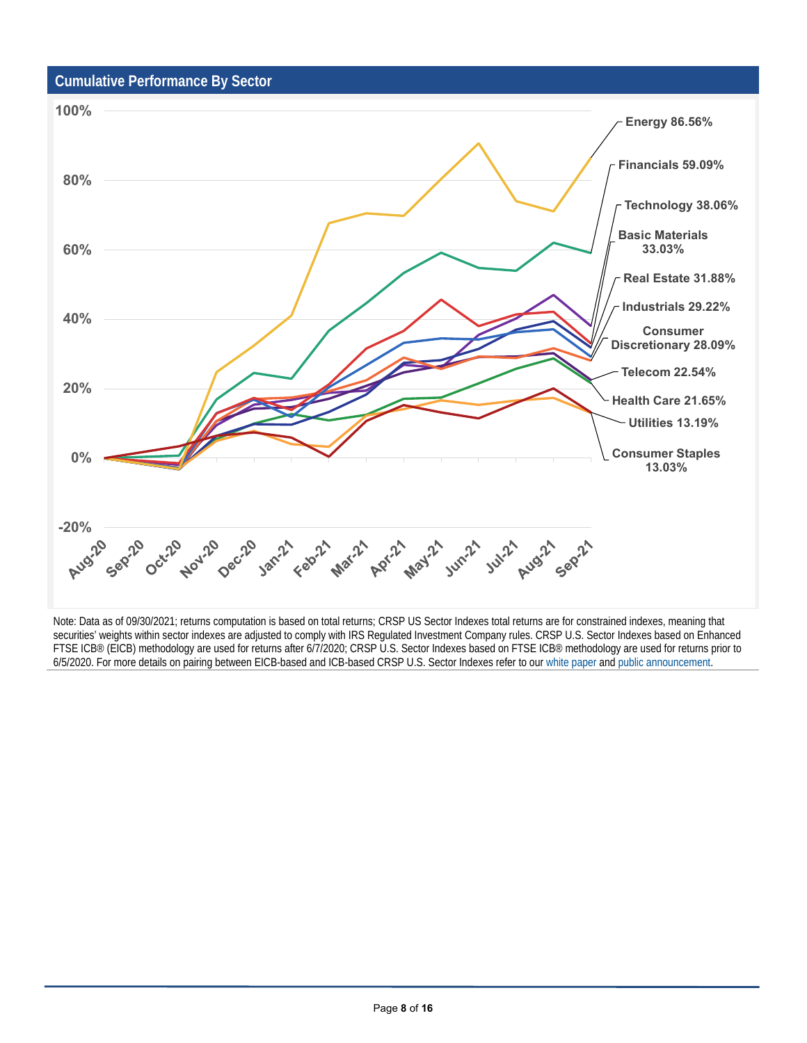## Cumulative Performance By Sector

| Sector | Cumulative Performance |
|---|---|
| Energy | 86.56% |
| Financials | 59.09% |
| Technology | 38.06% |
| Basic Materials | 33.03% |
| Real Estate | 31.88% |
| Industrials | 29.22% |
| Consumer Discretionary | 28.09% |
| Telecom | 22.54% |
| Health Care | 21.65% |
| Utilities | 13.19% |
| Consumer Staples | 13.03% |

Note: Data as of 09/30/2021; returns computation is based on total returns; CRSP US Sector Indexes total returns are for constrained indexes, meaning that securities' weights within sector indexes are adjusted to comply with IRS Regulated Investment Company rules. CRSP U.S. Sector Indexes based on Enhanced FTSE ICB® (EICB) methodology are used for returns after 6/7/2020; CRSP U.S. Sector Indexes based on FTSE ICB® methodology are used for returns prior to 6/5/2020. For more details on pairing between EICB-based and ICB-based CRSP U.S. Sector Indexes refer to our white paper and public announcement.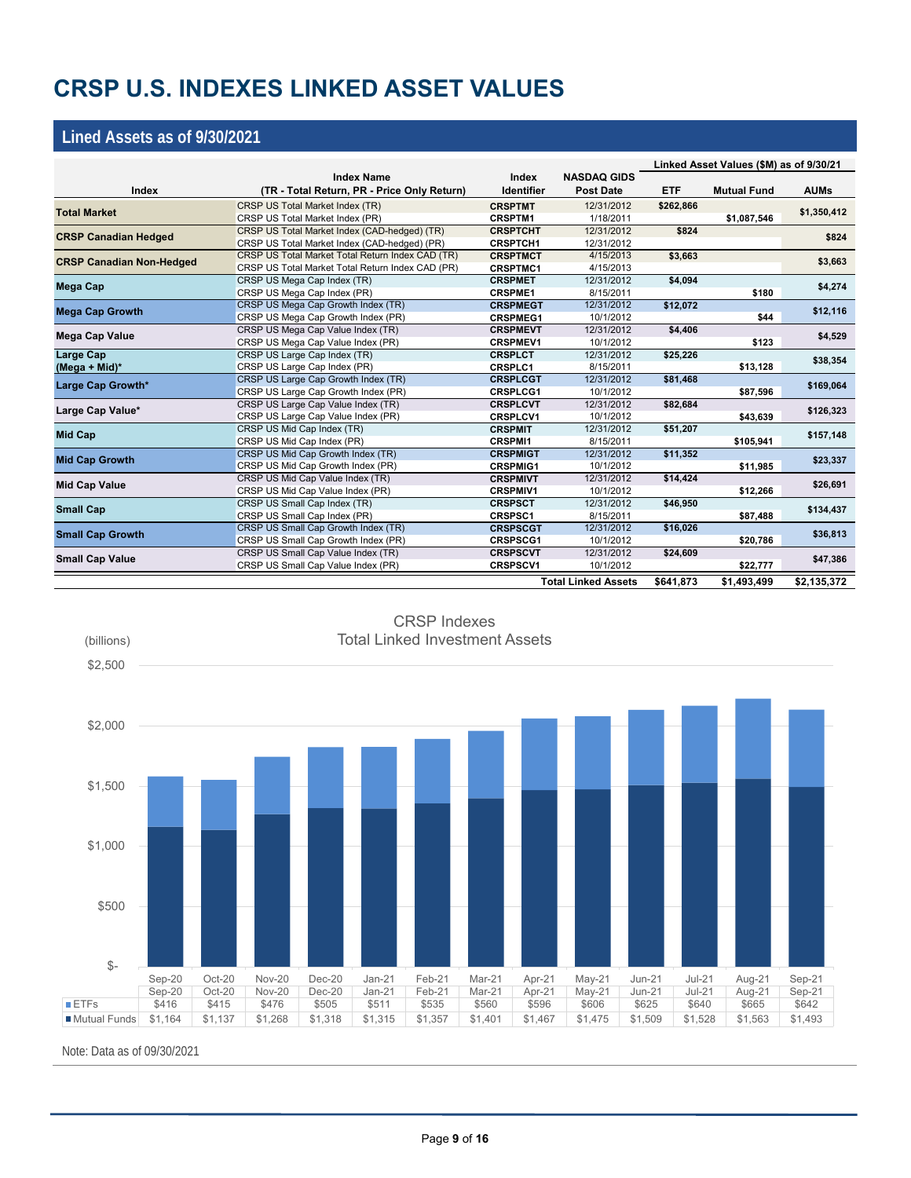# CRSP U.S. INDEXES LINKED ASSET VALUES

## Lined Assets as of 9/30/2021

| Index | Index Name (TR - Total Return, PR - Price Only Return) | Index Identifier | NASDAQ GIDS Post Date | Linked Asset Values ($M) as of 9/30/21 ETF | Mutual Fund | AUMs |
|---|---|---|---|---|---|---|
| Total Market | CRSP US Total Market Index (TR) | CRSPTMT | 12/31/2012 | $262,866 | | $1,350,412 |
| | CRSP US Total Market Index (PR) | CRSPTM1 | 1/18/2011 | | $1,087,546 | |
| CRSP Canadian Hedged | CRSP US Total Market Index (CAD-hedged) (TR) | CRSPTCHT | 12/31/2012 | $824 | | $824 |
| | CRSP US Total Market Index (CAD-hedged) (PR) | CRSPTCH1 | 12/31/2012 | | | |
| CRSP Canadian Non-Hedged | CRSP US Total Market Total Return Index CAD (TR) | CRSPTMCT | 4/15/2013 | $3,663 | | $3,663 |
| | CRSP US Total Market Total Return Index CAD (PR) | CRSPTMC1 | 4/15/2013 | | | |
| Mega Cap | CRSP US Mega Cap Index (TR) | CRSPMET | 12/31/2012 | $4,094 | | $4,274 |
| | CRSP US Mega Cap Index (PR) | CRSPME1 | 8/15/2011 | | $180 | |
| Mega Cap Growth | CRSP US Mega Cap Growth Index (TR) | CRSPMEGT | 12/31/2012 | $12,072 | | $12,116 |
| | CRSP US Mega Cap Growth Index (PR) | CRSPMEG1 | 10/1/2012 | | $44 | |
| Mega Cap Value | CRSP US Mega Cap Value Index (TR) | CRSPMEVT | 12/31/2012 | $4,406 | | $4,529 |
| | CRSP US Mega Cap Value Index (PR) | CRSPMEV1 | 10/1/2012 | | $123 | |
| Large Cap (Mega + Mid)* | CRSP US Large Cap Index (TR) | CRSPLCT | 12/31/2012 | $25,226 | | $38,354 |
| | CRSP US Large Cap Index (PR) | CRSPLC1 | 8/15/2011 | | $13,128 | |
| Large Cap Growth* | CRSP US Large Cap Growth Index (TR) | CRSPLCGT | 12/31/2012 | $81,468 | | $169,064 |
| | CRSP US Large Cap Growth Index (PR) | CRSPLCG1 | 10/1/2012 | | $87,596 | |
| Large Cap Value* | CRSP US Large Cap Value Index (TR) | CRSPLCVT | 12/31/2012 | $82,684 | | $126,323 |
| | CRSP US Large Cap Value Index (PR) | CRSPLCV1 | 10/1/2012 | | $43,639 | |
| Mid Cap | CRSP US Mid Cap Index (TR) | CRSPMIT | 12/31/2012 | $51,207 | | $157,148 |
| | CRSP US Mid Cap Index (PR) | CRSPMI1 | 8/15/2011 | | $105,941 | |
| Mid Cap Growth | CRSP US Mid Cap Growth Index (TR) | CRSPMIGT | 12/31/2012 | $11,352 | | $23,337 |
| | CRSP US Mid Cap Growth Index (PR) | CRSPMIG1 | 10/1/2012 | | $11,985 | |
| Mid Cap Value | CRSP US Mid Cap Value Index (TR) | CRSPMIVT | 12/31/2012 | $14,424 | | $26,691 |
| | CRSP US Mid Cap Value Index (PR) | CRSPMIV1 | 10/1/2012 | | $12,266 | |
| Small Cap | CRSP US Small Cap Index (TR) | CRSPSCT | 12/31/2012 | $46,950 | | $134,437 |
| | CRSP US Small Cap Index (PR) | CRSPSC1 | 8/15/2011 | | $87,488 | |
| Small Cap Growth | CRSP US Small Cap Growth Index (TR) | CRSPSCGT | 12/31/2012 | $16,026 | | $36,813 |
| | CRSP US Small Cap Growth Index (PR) | CRSPSCG1 | 10/1/2012 | | $20,786 | |
| Small Cap Value | CRSP US Small Cap Value Index (TR) | CRSPSCVT | 12/31/2012 | $24,609 | | $47,386 |
| | CRSP US Small Cap Value Index (PR) | CRSPSCV1 | 10/1/2012 | | $22,777 | |
| | | | Total Linked Assets | $641,873 | $1,493,499 | $2,135,372 |

### CRSP Indexes Total Linked Investment Assets

(billions)

| | Sep-20 | Oct-20 | Nov-20 | Dec-20 | Jan-21 | Feb-21 | Mar-21 | Apr-21 | May-21 | Jun-21 | Jul-21 | Aug-21 | Sep-21 |
|---|---|---|---|---|---|---|---|---|---|---|---|---|---|
| ETFs | $416 | $415 | $476 | $505 | $511 | $535 | $560 | $596 | $606 | $625 | $640 | $665 | $642 |
| Mutual Funds | $1,164 | $1,137 | $1,268 | $1,318 | $1,315 | $1,357 | $1,401 | $1,467 | $1,475 | $1,509 | $1,528 | $1,563 | $1,493 |

Note: Data as of 09/30/2021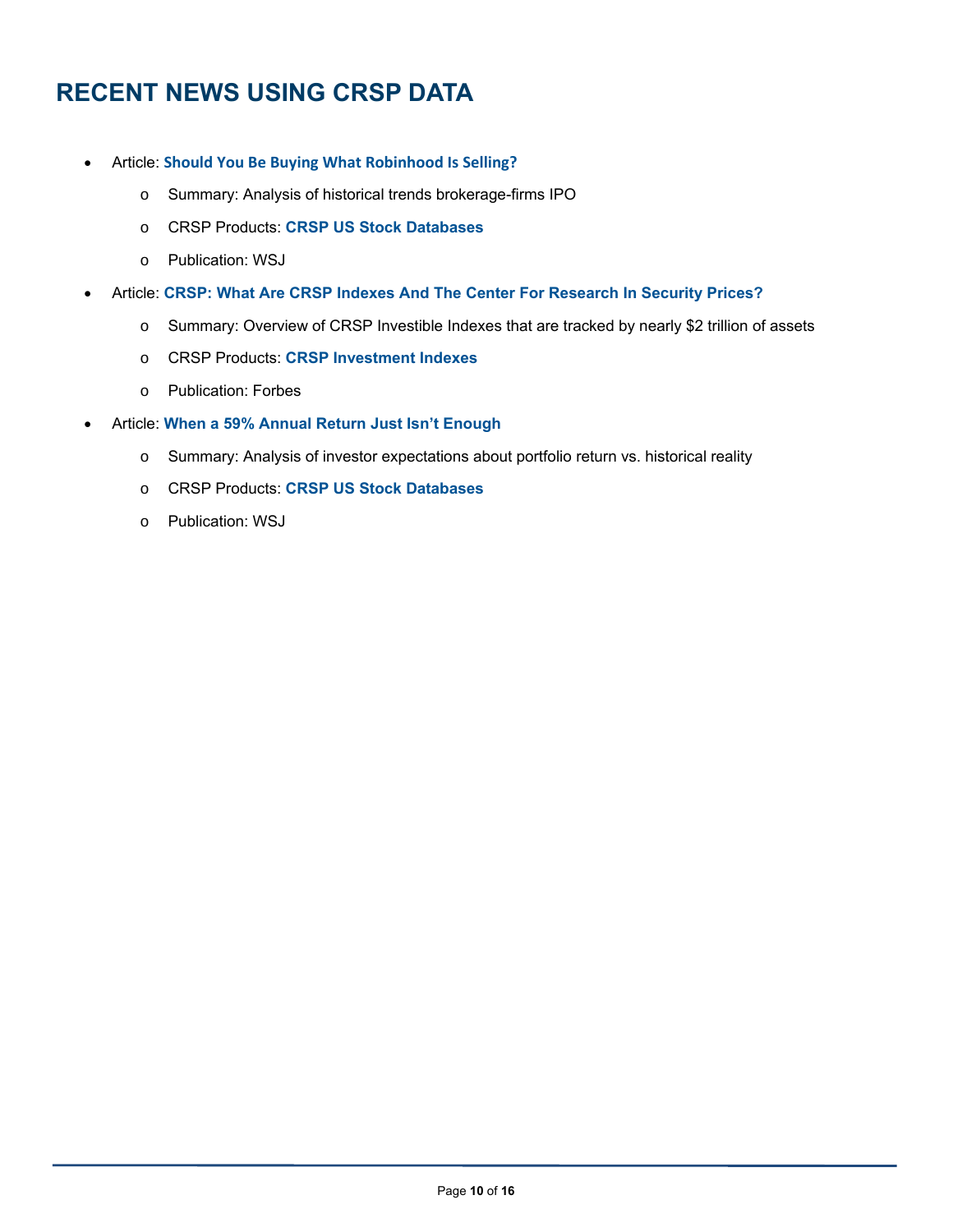# RECENT NEWS USING CRSP DATA

- Article: **Should You Be Buying What Robinhood Is Selling?**
  - Summary: Analysis of historical trends brokerage-firms IPO
  - CRSP Products: **CRSP US Stock Databases**
  - Publication: WSJ
- Article: **CRSP: What Are CRSP Indexes And The Center For Research In Security Prices?**
  - Summary: Overview of CRSP Investible Indexes that are tracked by nearly $2 trillion of assets
  - CRSP Products: **CRSP Investment Indexes**
  - Publication: Forbes
- Article: **When a 59% Annual Return Just Isn't Enough**
  - Summary: Analysis of investor expectations about portfolio return vs. historical reality
  - CRSP Products: **CRSP US Stock Databases**
  - Publication: WSJ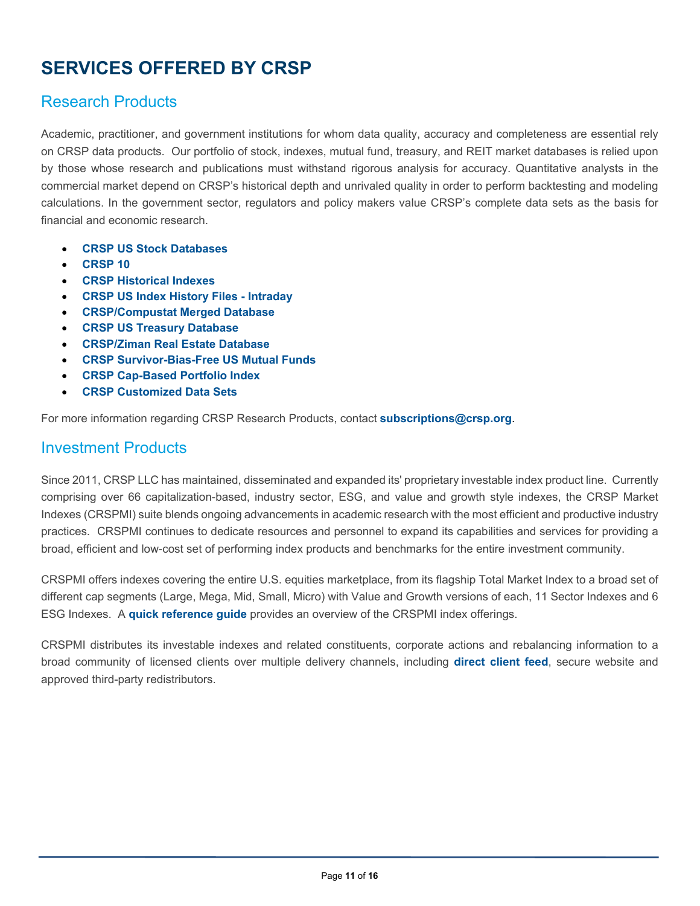# SERVICES OFFERED BY CRSP

## Research Products

Academic, practitioner, and government institutions for whom data quality, accuracy and completeness are essential rely on CRSP data products. Our portfolio of stock, indexes, mutual fund, treasury, and REIT market databases is relied upon by those whose research and publications must withstand rigorous analysis for accuracy. Quantitative analysts in the commercial market depend on CRSP's historical depth and unrivaled quality in order to perform backtesting and modeling calculations. In the government sector, regulators and policy makers value CRSP's complete data sets as the basis for financial and economic research.

- **CRSP US Stock Databases**
- **CRSP 10**
- **CRSP Historical Indexes**
- **CRSP US Index History Files - Intraday**
- **CRSP/Compustat Merged Database**
- **CRSP US Treasury Database**
- **CRSP/Ziman Real Estate Database**
- **CRSP Survivor-Bias-Free US Mutual Funds**
- **CRSP Cap-Based Portfolio Index**
- **CRSP Customized Data Sets**

For more information regarding CRSP Research Products, contact **subscriptions@crsp.org**.

## Investment Products

Since 2011, CRSP LLC has maintained, disseminated and expanded its' proprietary investable index product line. Currently comprising over 66 capitalization-based, industry sector, ESG, and value and growth style indexes, the CRSP Market Indexes (CRSPMI) suite blends ongoing advancements in academic research with the most efficient and productive industry practices. CRSPMI continues to dedicate resources and personnel to expand its capabilities and services for providing a broad, efficient and low-cost set of performing index products and benchmarks for the entire investment community.

CRSPMI offers indexes covering the entire U.S. equities marketplace, from its flagship Total Market Index to a broad set of different cap segments (Large, Mega, Mid, Small, Micro) with Value and Growth versions of each, 11 Sector Indexes and 6 ESG Indexes. A **quick reference guide** provides an overview of the CRSPMI index offerings.

CRSPMI distributes its investable indexes and related constituents, corporate actions and rebalancing information to a broad community of licensed clients over multiple delivery channels, including **direct client feed**, secure website and approved third-party redistributors.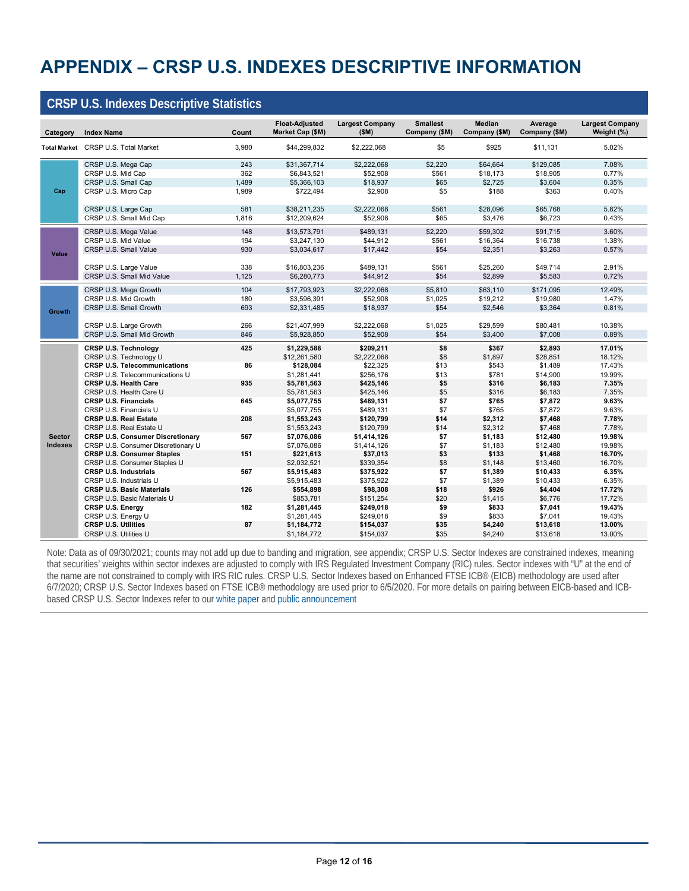# APPENDIX – CRSP U.S. INDEXES DESCRIPTIVE INFORMATION

## CRSP U.S. Indexes Descriptive Statistics

| Category | Index Name | Count | Float-Adjusted Market Cap ($M) | Largest Company ($M) | Smallest Company ($M) | Median Company ($M) | Average Company ($M) | Largest Company Weight (%) |
|---|---|---|---|---|---|---|---|---|
| Total Market | CRSP U.S. Total Market | 3,980 | $44,299,832 | $2,222,068 | $5 | $925 | $11,131 | 5.02% |
| Cap | CRSP U.S. Mega Cap | 243 | $31,367,714 | $2,222,068 | $2,220 | $64,664 | $129,085 | 7.08% |
| | CRSP U.S. Mid Cap | 362 | $6,843,521 | $52,908 | $561 | $18,173 | $18,905 | 0.77% |
| | CRSP U.S. Small Cap | 1,489 | $5,366,103 | $18,937 | $65 | $2,725 | $3,604 | 0.35% |
| | CRSP U.S. Micro Cap | 1,989 | $722,494 | $2,908 | $5 | $188 | $363 | 0.40% |
| | CRSP U.S. Large Cap | 581 | $38,211,235 | $2,222,068 | $561 | $28,096 | $65,768 | 5.82% |
| | CRSP U.S. Small Mid Cap | 1,816 | $12,209,624 | $52,908 | $65 | $3,476 | $6,723 | 0.43% |
| Value | CRSP U.S. Mega Value | 148 | $13,573,791 | $489,131 | $2,220 | $59,302 | $91,715 | 3.60% |
| | CRSP U.S. Mid Value | 194 | $3,247,130 | $44,912 | $561 | $16,364 | $16,738 | 1.38% |
| | CRSP U.S. Small Value | 930 | $3,034,617 | $17,442 | $54 | $2,351 | $3,263 | 0.57% |
| | CRSP U.S. Large Value | 338 | $16,803,236 | $489,131 | $561 | $25,260 | $49,714 | 2.91% |
| | CRSP U.S. Small Mid Value | 1,125 | $6,280,773 | $44,912 | $54 | $2,899 | $5,583 | 0.72% |
| Growth | CRSP U.S. Mega Growth | 104 | $17,793,923 | $2,222,068 | $5,810 | $63,110 | $171,095 | 12.49% |
| | CRSP U.S. Mid Growth | 180 | $3,596,391 | $52,908 | $1,025 | $19,212 | $19,980 | 1.47% |
| | CRSP U.S. Small Growth | 693 | $2,331,485 | $18,937 | $54 | $2,546 | $3,364 | 0.81% |
| | CRSP U.S. Large Growth | 266 | $21,407,999 | $2,222,068 | $1,025 | $29,599 | $80,481 | 10.38% |
| | CRSP U.S. Small Mid Growth | 846 | $5,928,850 | $52,908 | $54 | $3,400 | $7,008 | 0.89% |
| Sector Indexes | **CRSP U.S. Technology** | **425** | **$1,229,588** | **$209,211** | **$8** | **$367** | **$2,893** | **17.01%** |
| | CRSP U.S. Technology U | | $12,261,580 | $2,222,068 | $8 | $1,897 | $28,851 | 18.12% |
| | **CRSP U.S. Telecommunications** | **86** | **$128,084** | $22,325 | $13 | $543 | $1,489 | 17.43% |
| | CRSP U.S. Telecommunications U | | $1,281,441 | $256,176 | $13 | $781 | $14,900 | 19.99% |
| | **CRSP U.S. Health Care** | **935** | **$5,781,563** | **$425,146** | **$5** | **$316** | **$6,183** | **7.35%** |
| | CRSP U.S. Health Care U | | $5,781,563 | $425,146 | $5 | $316 | $6,183 | 7.35% |
| | **CRSP U.S. Financials** | **645** | **$5,077,755** | **$489,131** | **$7** | **$765** | **$7,872** | **9.63%** |
| | CRSP U.S. Financials U | | $5,077,755 | $489,131 | $7 | $765 | $7,872 | 9.63% |
| | **CRSP U.S. Real Estate** | **208** | **$1,553,243** | **$120,799** | **$14** | **$2,312** | **$7,468** | **7.78%** |
| | CRSP U.S. Real Estate U | | $1,553,243 | $120,799 | $14 | $2,312 | $7,468 | 7.78% |
| | **CRSP U.S. Consumer Discretionary** | **567** | **$7,076,086** | **$1,414,126** | **$7** | **$1,183** | **$12,480** | **19.98%** |
| | CRSP U.S. Consumer Discretionary U | | $7,076,086 | $1,414,126 | $7 | $1,183 | $12,480 | 19.98% |
| | **CRSP U.S. Consumer Staples** | **151** | **$221,613** | **$37,013** | **$3** | **$133** | **$1,468** | **16.70%** |
| | CRSP U.S. Consumer Staples U | | $2,032,521 | $339,354 | $8 | $1,148 | $13,460 | 16.70% |
| | **CRSP U.S. Industrials** | **567** | **$5,915,483** | **$375,922** | **$7** | **$1,389** | **$10,433** | **6.35%** |
| | CRSP U.S. Industrials U | | $5,915,483 | $375,922 | $7 | $1,389 | $10,433 | 6.35% |
| | **CRSP U.S. Basic Materials** | **126** | **$554,898** | **$98,308** | **$18** | **$926** | **$4,404** | **17.72%** |
| | CRSP U.S. Basic Materials U | | $853,781 | $151,254 | $20 | $1,415 | $6,776 | 17.72% |
| | **CRSP U.S. Energy** | **182** | **$1,281,445** | **$249,018** | **$9** | **$833** | **$7,041** | **19.43%** |
| | CRSP U.S. Energy U | | $1,281,445 | $249,018 | $9 | $833 | $7,041 | 19.43% |
| | **CRSP U.S. Utilities** | **87** | **$1,184,772** | **$154,037** | **$35** | **$4,240** | **$13,618** | **13.00%** |
| | CRSP U.S. Utilities U | | $1,184,772 | $154,037 | $35 | $4,240 | $13,618 | 13.00% |

Note: Data as of 09/30/2021; counts may not add up due to banding and migration, see appendix; CRSP U.S. Sector Indexes are constrained indexes, meaning that securities' weights within sector indexes are adjusted to comply with IRS Regulated Investment Company (RIC) rules. Sector indexes with "U" at the end of the name are not constrained to comply with IRS RIC rules. CRSP U.S. Sector Indexes based on Enhanced FTSE ICB® (EICB) methodology are used after 6/7/2020; CRSP U.S. Sector Indexes based on FTSE ICB® methodology are used prior to 6/5/2020. For more details on pairing between EICB-based and ICB-based CRSP U.S. Sector Indexes refer to our white paper and public announcement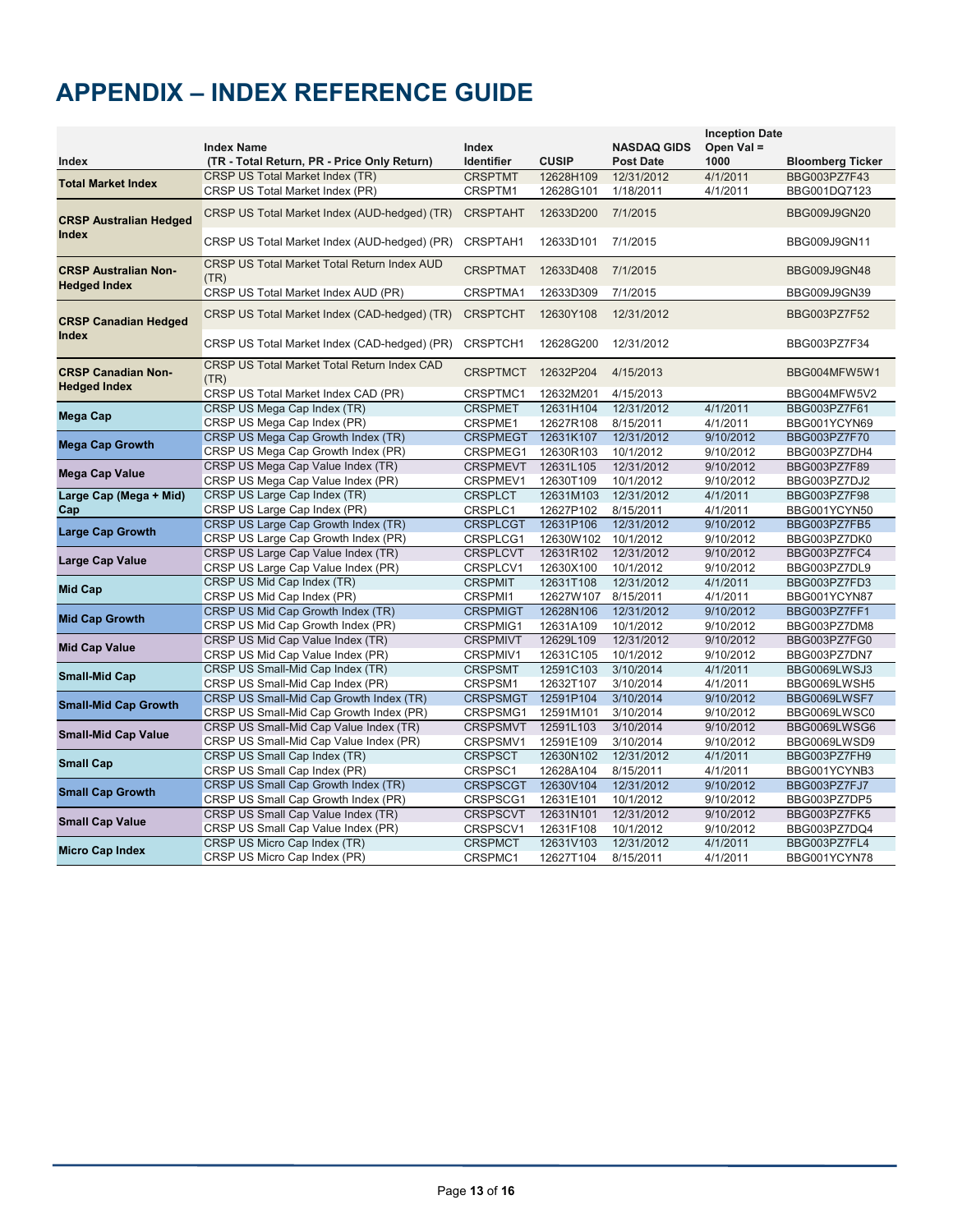# APPENDIX – INDEX REFERENCE GUIDE

| Index | Index Name (TR - Total Return, PR - Price Only Return) | Index Identifier | CUSIP | NASDAQ GIDS Post Date | Inception Date Open Val = 1000 | Bloomberg Ticker |
|---|---|---|---|---|---|---|
| **Total Market Index** | CRSP US Total Market Index (TR) | CRSPTMT | 12628H109 | 12/31/2012 | 4/1/2011 | BBG003PZ7F43 |
| | CRSP US Total Market Index (PR) | CRSPTM1 | 12628G101 | 1/18/2011 | 4/1/2011 | BBG001DQ7123 |
| **CRSP Australian Hedged Index** | CRSP US Total Market Index (AUD-hedged) (TR) | CRSPTAHT | 12633D200 | 7/1/2015 | | BBG009J9GN20 |
| | CRSP US Total Market Index (AUD-hedged) (PR) | CRSPTAH1 | 12633D101 | 7/1/2015 | | BBG009J9GN11 |
| **CRSP Australian Non-Hedged Index** | CRSP US Total Market Total Return Index AUD (TR) | CRSPTMAT | 12633D408 | 7/1/2015 | | BBG009J9GN48 |
| | CRSP US Total Market Index AUD (PR) | CRSPTMA1 | 12633D309 | 7/1/2015 | | BBG009J9GN39 |
| **CRSP Canadian Hedged Index** | CRSP US Total Market Index (CAD-hedged) (TR) | CRSPTCHT | 12630Y108 | 12/31/2012 | | BBG003PZ7F52 |
| | CRSP US Total Market Index (CAD-hedged) (PR) | CRSPTCH1 | 12628G200 | 12/31/2012 | | BBG003PZ7F34 |
| **CRSP Canadian Non-Hedged Index** | CRSP US Total Market Total Return Index CAD (TR) | CRSPTMCT | 12632P204 | 4/15/2013 | | BBG004MFW5W1 |
| | CRSP US Total Market Index CAD (PR) | CRSPTMC1 | 12632M201 | 4/15/2013 | | BBG004MFW5V2 |
| **Mega Cap** | CRSP US Mega Cap Index (TR) | CRSPMET | 12631H104 | 12/31/2012 | 4/1/2011 | BBG003PZ7F61 |
| | CRSP US Mega Cap Index (PR) | CRSPME1 | 12627R108 | 8/15/2011 | 4/1/2011 | BBG001YCYN69 |
| **Mega Cap Growth** | CRSP US Mega Cap Growth Index (TR) | CRSPMEGT | 12631K107 | 12/31/2012 | 9/10/2012 | BBG003PZ7F70 |
| | CRSP US Mega Cap Growth Index (PR) | CRSPMEG1 | 12630R103 | 10/1/2012 | 9/10/2012 | BBG003PZ7DH4 |
| **Mega Cap Value** | CRSP US Mega Cap Value Index (TR) | CRSPMEVT | 12631L105 | 12/31/2012 | 9/10/2012 | BBG003PZ7F89 |
| | CRSP US Mega Cap Value Index (PR) | CRSPMEV1 | 12630T109 | 10/1/2012 | 9/10/2012 | BBG003PZ7DJ2 |
| **Large Cap (Mega + Mid) Cap** | CRSP US Large Cap Index (TR) | CRSPLCT | 12631M103 | 12/31/2012 | 4/1/2011 | BBG003PZ7F98 |
| | CRSP US Large Cap Index (PR) | CRSPLC1 | 12627P102 | 8/15/2011 | 4/1/2011 | BBG001YCYN50 |
| **Large Cap Growth** | CRSP US Large Cap Growth Index (TR) | CRSPLCGT | 12631P106 | 12/31/2012 | 9/10/2012 | BBG003PZ7FB5 |
| | CRSP US Large Cap Growth Index (PR) | CRSPLCG1 | 12630W102 | 10/1/2012 | 9/10/2012 | BBG003PZ7DK0 |
| **Large Cap Value** | CRSP US Large Cap Value Index (TR) | CRSPLCVT | 12631R102 | 12/31/2012 | 9/10/2012 | BBG003PZ7FC4 |
| | CRSP US Large Cap Value Index (PR) | CRSPLCV1 | 12630X100 | 10/1/2012 | 9/10/2012 | BBG003PZ7DL9 |
| **Mid Cap** | CRSP US Mid Cap Index (TR) | CRSPMIT | 12631T108 | 12/31/2012 | 4/1/2011 | BBG003PZ7FD3 |
| | CRSP US Mid Cap Index (PR) | CRSPMI1 | 12627W107 | 8/15/2011 | 4/1/2011 | BBG001YCYN87 |
| **Mid Cap Growth** | CRSP US Mid Cap Growth Index (TR) | CRSPMIGT | 12628N106 | 12/31/2012 | 9/10/2012 | BBG003PZ7FF1 |
| | CRSP US Mid Cap Growth Index (PR) | CRSPMIG1 | 12631A109 | 10/1/2012 | 9/10/2012 | BBG003PZ7DM8 |
| **Mid Cap Value** | CRSP US Mid Cap Value Index (TR) | CRSPMIVT | 12629L109 | 12/31/2012 | 9/10/2012 | BBG003PZ7FG0 |
| | CRSP US Mid Cap Value Index (PR) | CRSPMIV1 | 12631C105 | 10/1/2012 | 9/10/2012 | BBG003PZ7DN7 |
| **Small-Mid Cap** | CRSP US Small-Mid Cap Index (TR) | CRSPSMT | 12591C103 | 3/10/2014 | 4/1/2011 | BBG0069LWSJ3 |
| | CRSP US Small-Mid Cap Index (PR) | CRSPSM1 | 12632T107 | 3/10/2014 | 4/1/2011 | BBG0069LWSH5 |
| **Small-Mid Cap Growth** | CRSP US Small-Mid Cap Growth Index (TR) | CRSPSMGT | 12591P104 | 3/10/2014 | 9/10/2012 | BBG0069LWSF7 |
| | CRSP US Small-Mid Cap Growth Index (PR) | CRSPSMG1 | 12591M101 | 3/10/2014 | 9/10/2012 | BBG0069LWSC0 |
| **Small-Mid Cap Value** | CRSP US Small-Mid Cap Value Index (TR) | CRSPSMVT | 12591L103 | 3/10/2014 | 9/10/2012 | BBG0069LWSG6 |
| | CRSP US Small-Mid Cap Value Index (PR) | CRSPSMV1 | 12591E109 | 3/10/2014 | 9/10/2012 | BBG0069LWSD9 |
| **Small Cap** | CRSP US Small Cap Index (TR) | CRSPSCT | 12630N102 | 12/31/2012 | 4/1/2011 | BBG003PZ7FH9 |
| | CRSP US Small Cap Index (PR) | CRSPSC1 | 12628A104 | 8/15/2011 | 4/1/2011 | BBG001YCYNB3 |
| **Small Cap Growth** | CRSP US Small Cap Growth Index (TR) | CRSPSCGT | 12630V104 | 12/31/2012 | 9/10/2012 | BBG003PZ7FJ7 |
| | CRSP US Small Cap Growth Index (PR) | CRSPSCG1 | 12631E101 | 10/1/2012 | 9/10/2012 | BBG003PZ7DP5 |
| **Small Cap Value** | CRSP US Small Cap Value Index (TR) | CRSPSCVT | 12631N101 | 12/31/2012 | 9/10/2012 | BBG003PZ7FK5 |
| | CRSP US Small Cap Value Index (PR) | CRSPSCV1 | 12631F108 | 10/1/2012 | 9/10/2012 | BBG003PZ7DQ4 |
| **Micro Cap Index** | CRSP US Micro Cap Index (TR) | CRSPMCT | 12631V103 | 12/31/2012 | 4/1/2011 | BBG003PZ7FL4 |
| | CRSP US Micro Cap Index (PR) | CRSPMC1 | 12627T104 | 8/15/2011 | 4/1/2011 | BBG001YCYN78 |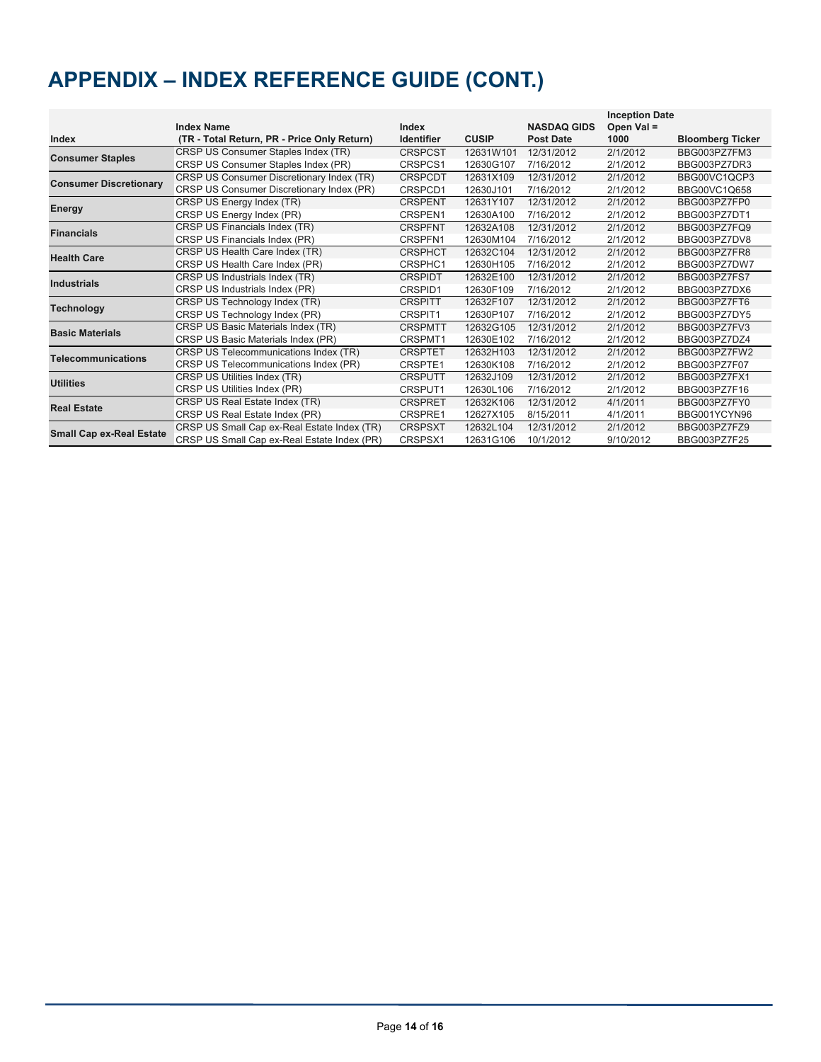# APPENDIX – INDEX REFERENCE GUIDE (CONT.)

| Index | Index Name (TR - Total Return, PR - Price Only Return) | Index Identifier | CUSIP | NASDAQ GIDS Post Date | Inception Date Open Val = 1000 | Bloomberg Ticker |
|---|---|---|---|---|---|---|
| **Consumer Staples** | CRSP US Consumer Staples Index (TR) | CRSPCST | 12631W101 | 12/31/2012 | 2/1/2012 | BBG003PZ7FM3 |
| | CRSP US Consumer Staples Index (PR) | CRSPCS1 | 12630G107 | 7/16/2012 | 2/1/2012 | BBG003PZ7DR3 |
| **Consumer Discretionary** | CRSP US Consumer Discretionary Index (TR) | CRSPCDT | 12631X109 | 12/31/2012 | 2/1/2012 | BBG00VC1QCP3 |
| | CRSP US Consumer Discretionary Index (PR) | CRSPCD1 | 12630J101 | 7/16/2012 | 2/1/2012 | BBG00VC1Q658 |
| **Energy** | CRSP US Energy Index (TR) | CRSPENT | 12631Y107 | 12/31/2012 | 2/1/2012 | BBG003PZ7FP0 |
| | CRSP US Energy Index (PR) | CRSPEN1 | 12630A100 | 7/16/2012 | 2/1/2012 | BBG003PZ7DT1 |
| **Financials** | CRSP US Financials Index (TR) | CRSPFNT | 12632A108 | 12/31/2012 | 2/1/2012 | BBG003PZ7FQ9 |
| | CRSP US Financials Index (PR) | CRSPFN1 | 12630M104 | 7/16/2012 | 2/1/2012 | BBG003PZ7DV8 |
| **Health Care** | CRSP US Health Care Index (TR) | CRSPHCT | 12632C104 | 12/31/2012 | 2/1/2012 | BBG003PZ7FR8 |
| | CRSP US Health Care Index (PR) | CRSPHC1 | 12630H105 | 7/16/2012 | 2/1/2012 | BBG003PZ7DW7 |
| **Industrials** | CRSP US Industrials Index (TR) | CRSPIDT | 12632E100 | 12/31/2012 | 2/1/2012 | BBG003PZ7FS7 |
| | CRSP US Industrials Index (PR) | CRSPID1 | 12630F109 | 7/16/2012 | 2/1/2012 | BBG003PZ7DX6 |
| **Technology** | CRSP US Technology Index (TR) | CRSPITT | 12632F107 | 12/31/2012 | 2/1/2012 | BBG003PZ7FT6 |
| | CRSP US Technology Index (PR) | CRSPIT1 | 12630P107 | 7/16/2012 | 2/1/2012 | BBG003PZ7DY5 |
| **Basic Materials** | CRSP US Basic Materials Index (TR) | CRSPMTT | 12632G105 | 12/31/2012 | 2/1/2012 | BBG003PZ7FV3 |
| | CRSP US Basic Materials Index (PR) | CRSPMT1 | 12630E102 | 7/16/2012 | 2/1/2012 | BBG003PZ7DZ4 |
| **Telecommunications** | CRSP US Telecommunications Index (TR) | CRSPTET | 12632H103 | 12/31/2012 | 2/1/2012 | BBG003PZ7FW2 |
| | CRSP US Telecommunications Index (PR) | CRSPTE1 | 12630K108 | 7/16/2012 | 2/1/2012 | BBG003PZ7F07 |
| **Utilities** | CRSP US Utilities Index (TR) | CRSPUTT | 12632J109 | 12/31/2012 | 2/1/2012 | BBG003PZ7FX1 |
| | CRSP US Utilities Index (PR) | CRSPUT1 | 12630L106 | 7/16/2012 | 2/1/2012 | BBG003PZ7F16 |
| **Real Estate** | CRSP US Real Estate Index (TR) | CRSPRET | 12632K106 | 12/31/2012 | 4/1/2011 | BBG003PZ7FY0 |
| | CRSP US Real Estate Index (PR) | CRSPRE1 | 12627X105 | 8/15/2011 | 4/1/2011 | BBG001YCYN96 |
| **Small Cap ex-Real Estate** | CRSP US Small Cap ex-Real Estate Index (TR) | CRSPSXT | 12632L104 | 12/31/2012 | 2/1/2012 | BBG003PZ7FZ9 |
| | CRSP US Small Cap ex-Real Estate Index (PR) | CRSPSX1 | 12631G106 | 10/1/2012 | 9/10/2012 | BBG003PZ7F25 |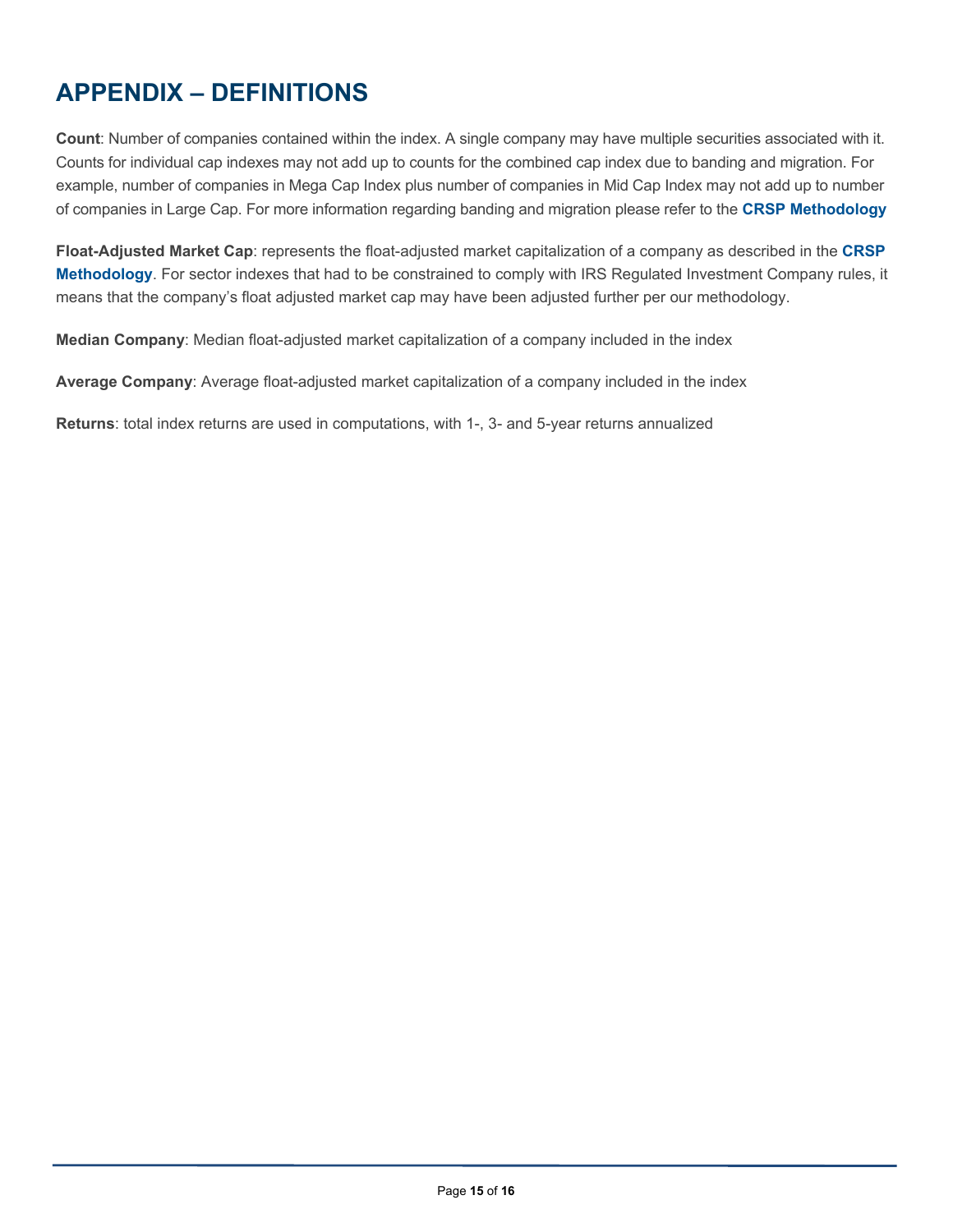# APPENDIX – DEFINITIONS

**Count**: Number of companies contained within the index. A single company may have multiple securities associated with it. Counts for individual cap indexes may not add up to counts for the combined cap index due to banding and migration. For example, number of companies in Mega Cap Index plus number of companies in Mid Cap Index may not add up to number of companies in Large Cap. For more information regarding banding and migration please refer to the **CRSP Methodology**

**Float-Adjusted Market Cap**: represents the float-adjusted market capitalization of a company as described in the **CRSP Methodology**. For sector indexes that had to be constrained to comply with IRS Regulated Investment Company rules, it means that the company's float adjusted market cap may have been adjusted further per our methodology.

**Median Company**: Median float-adjusted market capitalization of a company included in the index

**Average Company**: Average float-adjusted market capitalization of a company included in the index

**Returns**: total index returns are used in computations, with 1-, 3- and 5-year returns annualized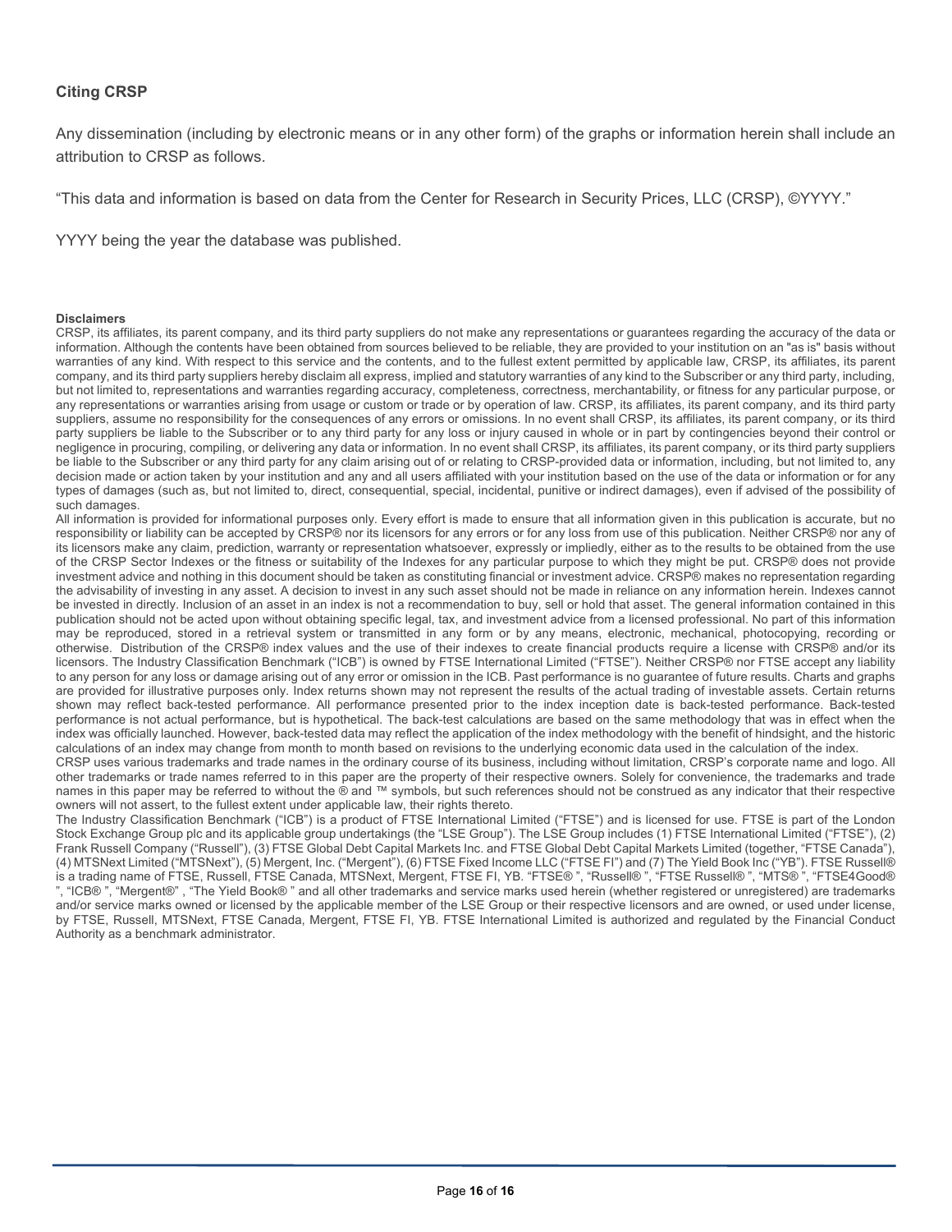## Citing CRSP

Any dissemination (including by electronic means or in any other form) of the graphs or information herein shall include an attribution to CRSP as follows.

"This data and information is based on data from the Center for Research in Security Prices, LLC (CRSP), ©YYYY."

YYYY being the year the database was published.

**Disclaimers**

CRSP, its affiliates, its parent company, and its third party suppliers do not make any representations or guarantees regarding the accuracy of the data or information. Although the contents have been obtained from sources believed to be reliable, they are provided to your institution on an "as is" basis without warranties of any kind. With respect to this service and the contents, and to the fullest extent permitted by applicable law, CRSP, its affiliates, its parent company, and its third party suppliers hereby disclaim all express, implied and statutory warranties of any kind to the Subscriber or any third party, including, but not limited to, representations and warranties regarding accuracy, completeness, correctness, merchantability, or fitness for any particular purpose, or any representations or warranties arising from usage or custom or trade or by operation of law. CRSP, its affiliates, its parent company, and its third party suppliers, assume no responsibility for the consequences of any errors or omissions. In no event shall CRSP, its affiliates, its parent company, or its third party suppliers be liable to the Subscriber or to any third party for any loss or injury caused in whole or in part by contingencies beyond their control or negligence in procuring, compiling, or delivering any data or information. In no event shall CRSP, its affiliates, its parent company, or its third party suppliers be liable to the Subscriber or any third party for any claim arising out of or relating to CRSP-provided data or information, including, but not limited to, any decision made or action taken by your institution and any and all users affiliated with your institution based on the use of the data or information or for any types of damages (such as, but not limited to, direct, consequential, special, incidental, punitive or indirect damages), even if advised of the possibility of such damages.

All information is provided for informational purposes only. Every effort is made to ensure that all information given in this publication is accurate, but no responsibility or liability can be accepted by CRSP® nor its licensors for any errors or for any loss from use of this publication. Neither CRSP® nor any of its licensors make any claim, prediction, warranty or representation whatsoever, expressly or impliedly, either as to the results to be obtained from the use of the CRSP Sector Indexes or the fitness or suitability of the Indexes for any particular purpose to which they might be put. CRSP® does not provide investment advice and nothing in this document should be taken as constituting financial or investment advice. CRSP® makes no representation regarding the advisability of investing in any asset. A decision to invest in any such asset should not be made in reliance on any information herein. Indexes cannot be invested in directly. Inclusion of an asset in an index is not a recommendation to buy, sell or hold that asset. The general information contained in this publication should not be acted upon without obtaining specific legal, tax, and investment advice from a licensed professional. No part of this information may be reproduced, stored in a retrieval system or transmitted in any form or by any means, electronic, mechanical, photocopying, recording or otherwise. Distribution of the CRSP® index values and the use of their indexes to create financial products require a license with CRSP® and/or its licensors. The Industry Classification Benchmark ("ICB") is owned by FTSE International Limited ("FTSE"). Neither CRSP® nor FTSE accept any liability to any person for any loss or damage arising out of any error or omission in the ICB. Past performance is no guarantee of future results. Charts and graphs are provided for illustrative purposes only. Index returns shown may not represent the results of the actual trading of investable assets. Certain returns shown may reflect back-tested performance. All performance presented prior to the index inception date is back-tested performance. Back-tested performance is not actual performance, but is hypothetical. The back-test calculations are based on the same methodology that was in effect when the index was officially launched. However, back-tested data may reflect the application of the index methodology with the benefit of hindsight, and the historic calculations of an index may change from month to month based on revisions to the underlying economic data used in the calculation of the index.

CRSP uses various trademarks and trade names in the ordinary course of its business, including without limitation, CRSP's corporate name and logo. All other trademarks or trade names referred to in this paper are the property of their respective owners. Solely for convenience, the trademarks and trade names in this paper may be referred to without the ® and ™ symbols, but such references should not be construed as any indicator that their respective owners will not assert, to the fullest extent under applicable law, their rights thereto.

The Industry Classification Benchmark ("ICB") is a product of FTSE International Limited ("FTSE") and is licensed for use. FTSE is part of the London Stock Exchange Group plc and its applicable group undertakings (the "LSE Group"). The LSE Group includes (1) FTSE International Limited ("FTSE"), (2) Frank Russell Company ("Russell"), (3) FTSE Global Debt Capital Markets Inc. and FTSE Global Debt Capital Markets Limited (together, "FTSE Canada"), (4) MTSNext Limited ("MTSNext"), (5) Mergent, Inc. ("Mergent"), (6) FTSE Fixed Income LLC ("FTSE FI") and (7) The Yield Book Inc ("YB"). FTSE Russell® is a trading name of FTSE, Russell, FTSE Canada, MTSNext, Mergent, FTSE FI, YB. "FTSE® ", "Russell® ", "FTSE Russell® ", "MTS® ", "FTSE4Good® ", "ICB® ", "Mergent®" , "The Yield Book® " and all other trademarks and service marks used herein (whether registered or unregistered) are trademarks and/or service marks owned or licensed by the applicable member of the LSE Group or their respective licensors and are owned, or used under license, by FTSE, Russell, MTSNext, FTSE Canada, Mergent, FTSE FI, YB. FTSE International Limited is authorized and regulated by the Financial Conduct Authority as a benchmark administrator.